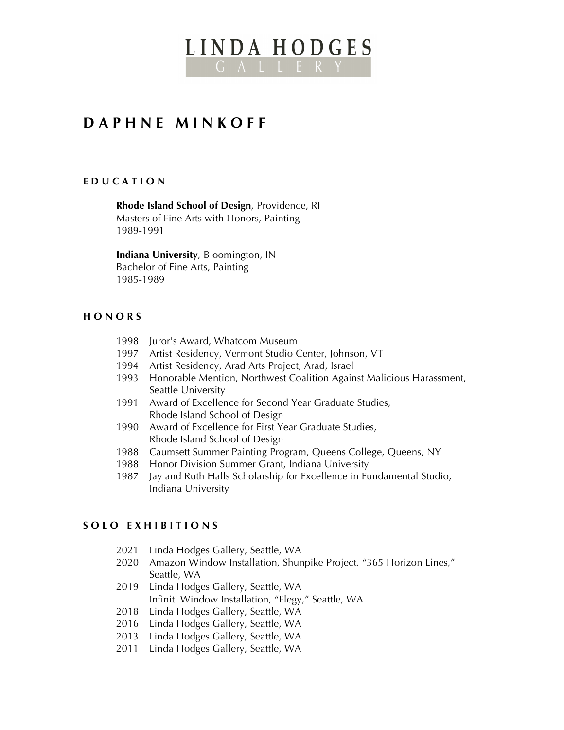# LINDA HODGES GALLERY

## DAPHNE MINKOFF

### EDUCATION

**Rhode Island School of Design**, Providence, RI
Masters of Fine Arts with Honors, Painting
1989-1991

**Indiana University**, Bloomington, IN
Bachelor of Fine Arts, Painting
1985-1989

### HONORS

- 1998 Juror's Award, Whatcom Museum
- 1997 Artist Residency, Vermont Studio Center, Johnson, VT
- 1994 Artist Residency, Arad Arts Project, Arad, Israel
- 1993 Honorable Mention, Northwest Coalition Against Malicious Harassment, Seattle University
- 1991 Award of Excellence for Second Year Graduate Studies, Rhode Island School of Design
- 1990 Award of Excellence for First Year Graduate Studies, Rhode Island School of Design
- 1988 Caumsett Summer Painting Program, Queens College, Queens, NY
- 1988 Honor Division Summer Grant, Indiana University
- 1987 Jay and Ruth Halls Scholarship for Excellence in Fundamental Studio, Indiana University

### SOLO EXHIBITIONS

- 2021 Linda Hodges Gallery, Seattle, WA
- 2020 Amazon Window Installation, Shunpike Project, "365 Horizon Lines," Seattle, WA
- 2019 Linda Hodges Gallery, Seattle, WA
  Infiniti Window Installation, "Elegy," Seattle, WA
- 2018 Linda Hodges Gallery, Seattle, WA
- 2016 Linda Hodges Gallery, Seattle, WA
- 2013 Linda Hodges Gallery, Seattle, WA
- 2011 Linda Hodges Gallery, Seattle, WA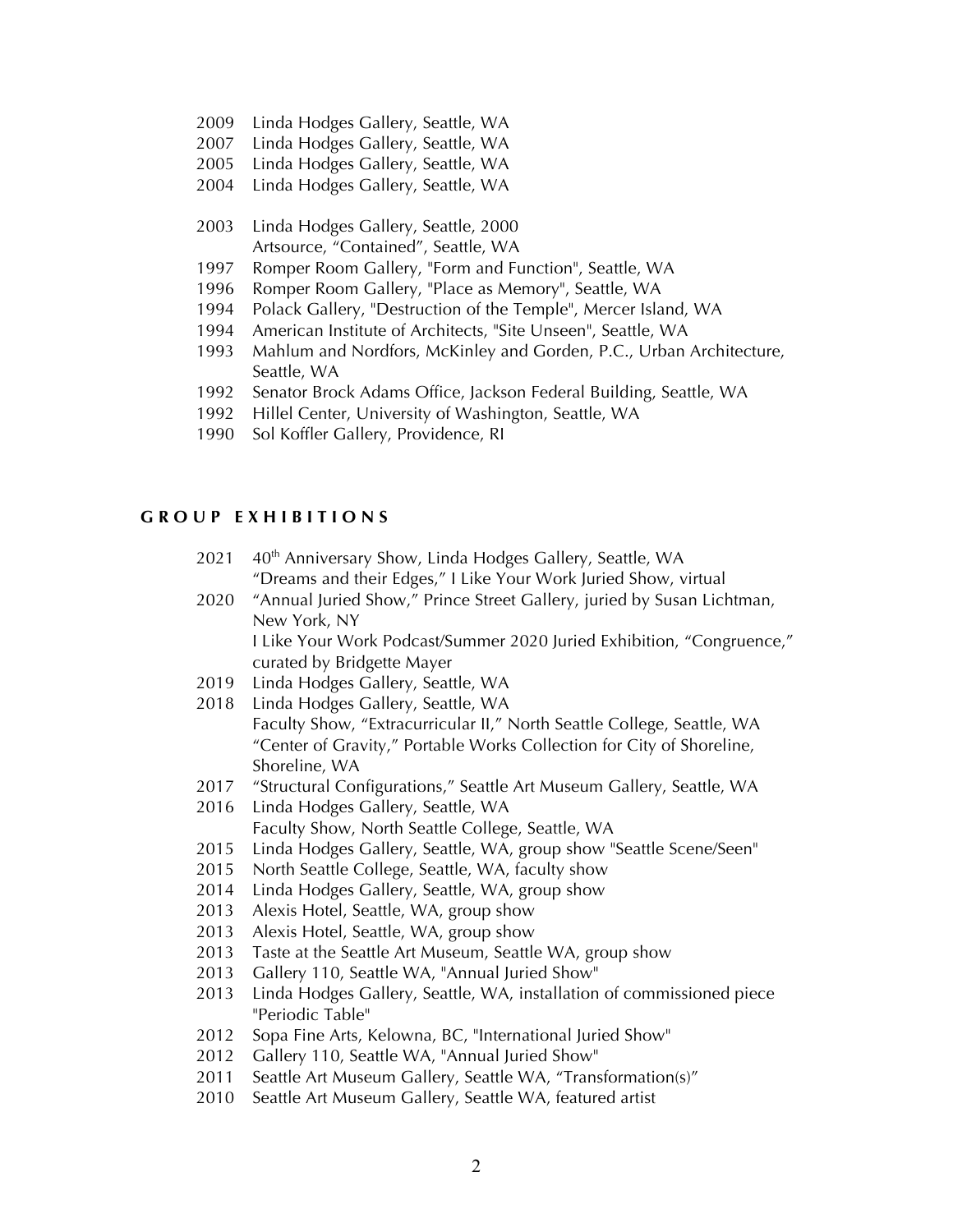2009 Linda Hodges Gallery, Seattle, WA
2007 Linda Hodges Gallery, Seattle, WA
2005 Linda Hodges Gallery, Seattle, WA
2004 Linda Hodges Gallery, Seattle, WA

2003 Linda Hodges Gallery, Seattle, 2000
Artsource, “Contained”, Seattle, WA
1997 Romper Room Gallery, "Form and Function", Seattle, WA
1996 Romper Room Gallery, "Place as Memory", Seattle, WA
1994 Polack Gallery, "Destruction of the Temple", Mercer Island, WA
1994 American Institute of Architects, "Site Unseen", Seattle, WA
1993 Mahlum and Nordfors, McKinley and Gorden, P.C., Urban Architecture, Seattle, WA
1992 Senator Brock Adams Office, Jackson Federal Building, Seattle, WA
1992 Hillel Center, University of Washington, Seattle, WA
1990 Sol Koffler Gallery, Providence, RI

## GROUP EXHIBITIONS

2021 40th Anniversary Show, Linda Hodges Gallery, Seattle, WA
“Dreams and their Edges,” I Like Your Work Juried Show, virtual
2020 “Annual Juried Show,” Prince Street Gallery, juried by Susan Lichtman, New York, NY
I Like Your Work Podcast/Summer 2020 Juried Exhibition, “Congruence,” curated by Bridgette Mayer
2019 Linda Hodges Gallery, Seattle, WA
2018 Linda Hodges Gallery, Seattle, WA
Faculty Show, “Extracurricular II,” North Seattle College, Seattle, WA
“Center of Gravity,” Portable Works Collection for City of Shoreline, Shoreline, WA
2017 “Structural Configurations,” Seattle Art Museum Gallery, Seattle, WA
2016 Linda Hodges Gallery, Seattle, WA
Faculty Show, North Seattle College, Seattle, WA
2015 Linda Hodges Gallery, Seattle, WA, group show "Seattle Scene/Seen"
2015 North Seattle College, Seattle, WA, faculty show
2014 Linda Hodges Gallery, Seattle, WA, group show
2013 Alexis Hotel, Seattle, WA, group show
2013 Alexis Hotel, Seattle, WA, group show
2013 Taste at the Seattle Art Museum, Seattle WA, group show
2013 Gallery 110, Seattle WA, "Annual Juried Show"
2013 Linda Hodges Gallery, Seattle, WA, installation of commissioned piece "Periodic Table"
2012 Sopa Fine Arts, Kelowna, BC, "International Juried Show"
2012 Gallery 110, Seattle WA, "Annual Juried Show"
2011 Seattle Art Museum Gallery, Seattle WA, “Transformation(s)”
2010 Seattle Art Museum Gallery, Seattle WA, featured artist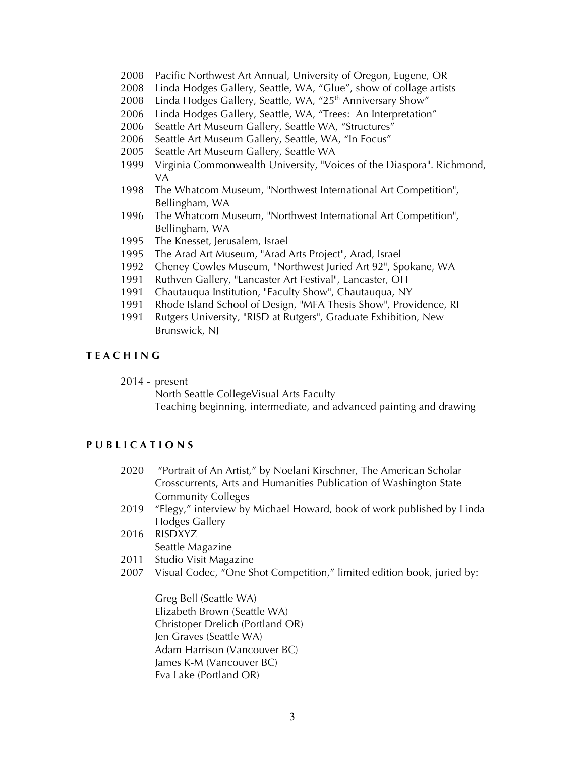- 2008 Pacific Northwest Art Annual, University of Oregon, Eugene, OR
- 2008 Linda Hodges Gallery, Seattle, WA, “Glue”, show of collage artists
- 2008 Linda Hodges Gallery, Seattle, WA, “25th Anniversary Show”
- 2006 Linda Hodges Gallery, Seattle, WA, “Trees: An Interpretation”
- 2006 Seattle Art Museum Gallery, Seattle WA, “Structures”
- 2006 Seattle Art Museum Gallery, Seattle, WA, “In Focus”
- 2005 Seattle Art Museum Gallery, Seattle WA
- 1999 Virginia Commonwealth University, "Voices of the Diaspora". Richmond, VA
- 1998 The Whatcom Museum, "Northwest International Art Competition", Bellingham, WA
- 1996 The Whatcom Museum, "Northwest International Art Competition", Bellingham, WA
- 1995 The Knesset, Jerusalem, Israel
- 1995 The Arad Art Museum, "Arad Arts Project", Arad, Israel
- 1992 Cheney Cowles Museum, "Northwest Juried Art 92", Spokane, WA
- 1991 Ruthven Gallery, "Lancaster Art Festival", Lancaster, OH
- 1991 Chautauqua Institution, "Faculty Show", Chautauqua, NY
- 1991 Rhode Island School of Design, "MFA Thesis Show", Providence, RI
- 1991 Rutgers University, "RISD at Rutgers", Graduate Exhibition, New Brunswick, NJ

## TEACHING

2014 - present
North Seattle CollegeVisual Arts Faculty
Teaching beginning, intermediate, and advanced painting and drawing

## PUBLICATIONS

- 2020 “Portrait of An Artist,” by Noelani Kirschner, The American Scholar
  Crosscurrents, Arts and Humanities Publication of Washington State Community Colleges
- 2019 “Elegy,” interview by Michael Howard, book of work published by Linda Hodges Gallery
- 2016 RISDXYZ
  Seattle Magazine
- 2011 Studio Visit Magazine
- 2007 Visual Codec, “One Shot Competition,” limited edition book, juried by:

  Greg Bell (Seattle WA)
  Elizabeth Brown (Seattle WA)
  Christoper Drelich (Portland OR)
  Jen Graves (Seattle WA)
  Adam Harrison (Vancouver BC)
  James K-M (Vancouver BC)
  Eva Lake (Portland OR)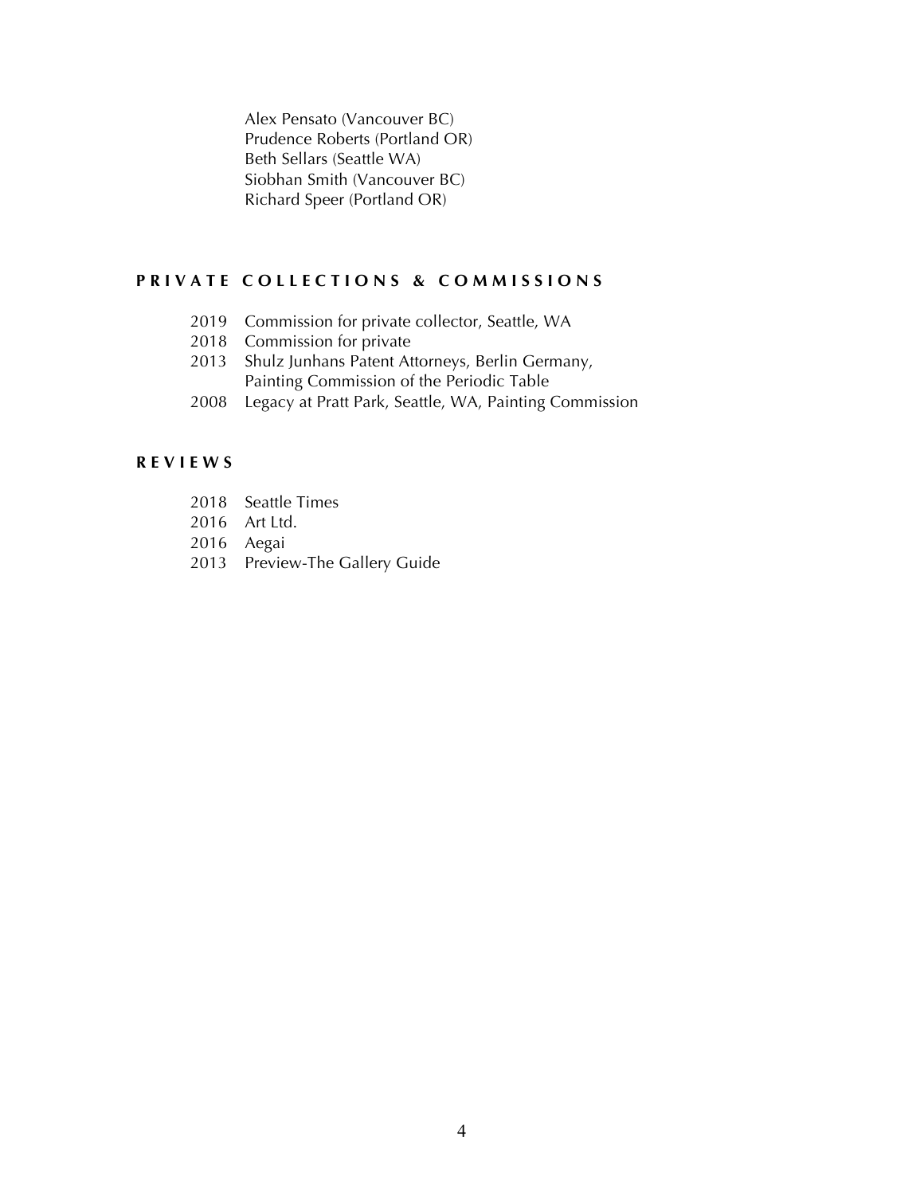Alex Pensato (Vancouver BC)
Prudence Roberts (Portland OR)
Beth Sellars (Seattle WA)
Siobhan Smith (Vancouver BC)
Richard Speer (Portland OR)

## PRIVATE COLLECTIONS & COMMISSIONS

2019 Commission for private collector, Seattle, WA
2018 Commission for private
2013 Shulz Junhans Patent Attorneys, Berlin Germany, Painting Commission of the Periodic Table
2008 Legacy at Pratt Park, Seattle, WA, Painting Commission

## REVIEWS

2018 Seattle Times
2016 Art Ltd.
2016 Aegai
2013 Preview-The Gallery Guide